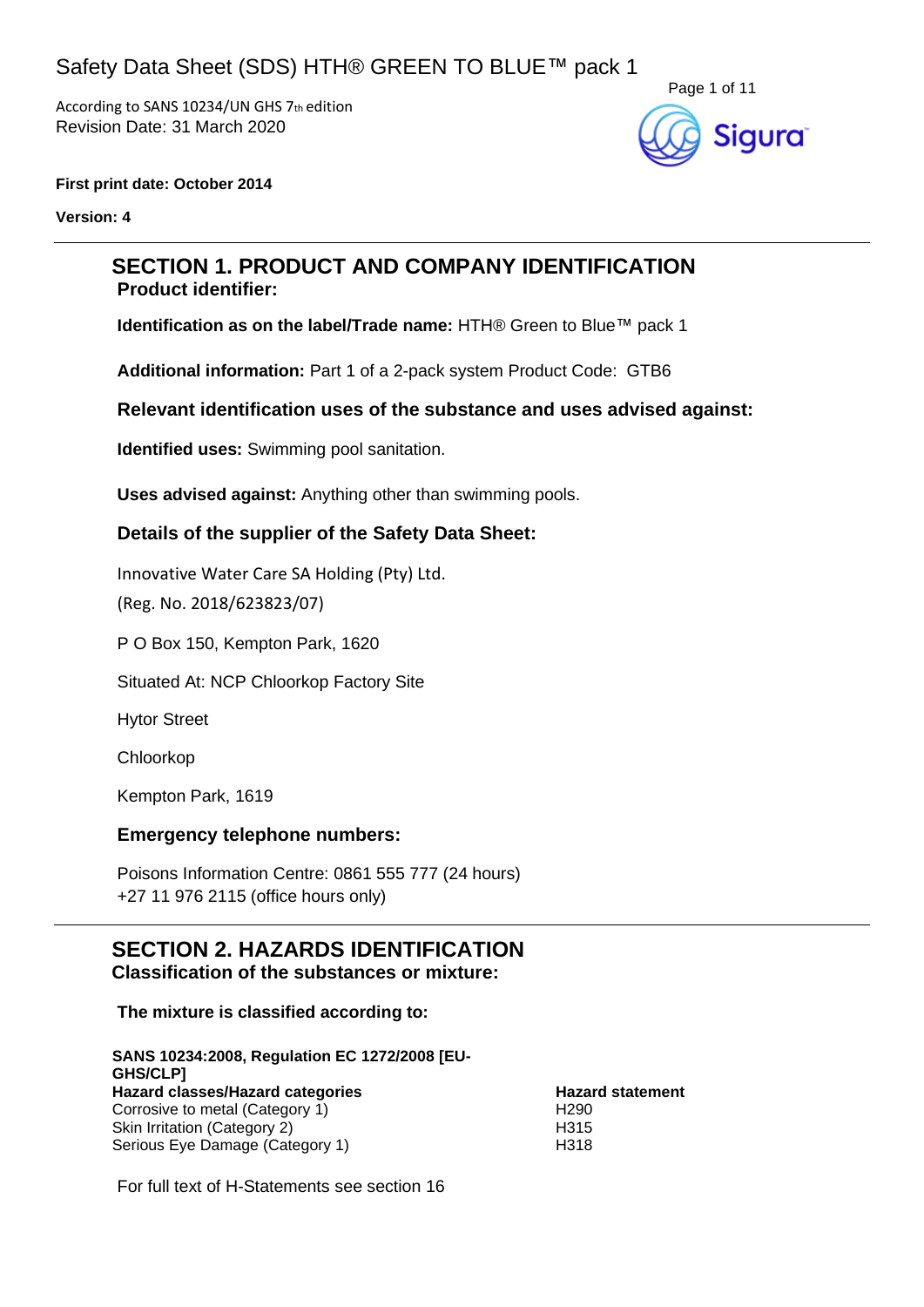# Safety Data Sheet (SDS) HTH® GREEN TO BLUE™ pack 1

According to SANS 10234/UN GHS 7th edition
Revision Date: 31 March 2020

**First print date: October 2014**

**Version: 4**

## SECTION 1. PRODUCT AND COMPANY IDENTIFICATION

### Product identifier:

**Identification as on the label/Trade name:** HTH® Green to Blue™ pack 1

**Additional information:** Part 1 of a 2-pack system Product Code: GTB6

### Relevant identification uses of the substance and uses advised against:

**Identified uses:** Swimming pool sanitation.

**Uses advised against:** Anything other than swimming pools.

### Details of the supplier of the Safety Data Sheet:

Innovative Water Care SA Holding (Pty) Ltd.

(Reg. No. 2018/623823/07)

P O Box 150, Kempton Park, 1620

Situated At: NCP Chloorkop Factory Site

Hytor Street

Chloorkop

Kempton Park, 1619

### Emergency telephone numbers:

Poisons Information Centre: 0861 555 777 (24 hours)
+27 11 976 2115 (office hours only)

## SECTION 2. HAZARDS IDENTIFICATION

### Classification of the substances or mixture:

**The mixture is classified according to:**

**SANS 10234:2008, Regulation EC 1272/2008 [EU-GHS/CLP]**

| Hazard classes/Hazard categories | Hazard statement |
|---|---|
| Corrosive to metal (Category 1) | H290 |
| Skin Irritation (Category 2) | H315 |
| Serious Eye Damage (Category 1) | H318 |

For full text of H-Statements see section 16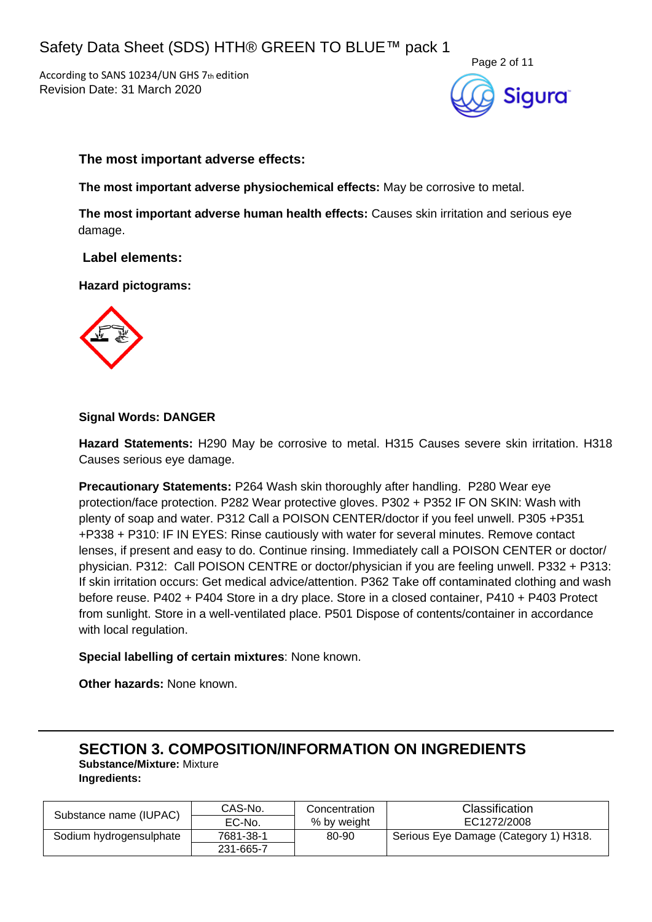**The most important adverse effects:**

**The most important adverse physiochemical effects:** May be corrosive to metal.

**The most important adverse human health effects:** Causes skin irritation and serious eye damage.

**Label elements:**

**Hazard pictograms:**

**Signal Words: DANGER**

**Hazard Statements:** H290 May be corrosive to metal. H315 Causes severe skin irritation. H318 Causes serious eye damage.

**Precautionary Statements:** P264 Wash skin thoroughly after handling. P280 Wear eye protection/face protection. P282 Wear protective gloves. P302 + P352 IF ON SKIN: Wash with plenty of soap and water. P312 Call a POISON CENTER/doctor if you feel unwell. P305 +P351 +P338 + P310: IF IN EYES: Rinse cautiously with water for several minutes. Remove contact lenses, if present and easy to do. Continue rinsing. Immediately call a POISON CENTER or doctor/ physician. P312: Call POISON CENTRE or doctor/physician if you are feeling unwell. P332 + P313: If skin irritation occurs: Get medical advice/attention. P362 Take off contaminated clothing and wash before reuse. P402 + P404 Store in a dry place. Store in a closed container, P410 + P403 Protect from sunlight. Store in a well-ventilated place. P501 Dispose of contents/container in accordance with local regulation.

**Special labelling of certain mixtures**: None known.

**Other hazards:** None known.

## SECTION 3. COMPOSITION/INFORMATION ON INGREDIENTS

**Substance/Mixture:** Mixture

**Ingredients:**

| Substance name (IUPAC) | CAS-No. / EC-No. | Concentration % by weight | Classification EC1272/2008 |
|---|---|---|---|
| Sodium hydrogensulphate | 7681-38-1 / 231-665-7 | 80-90 | Serious Eye Damage (Category 1) H318. |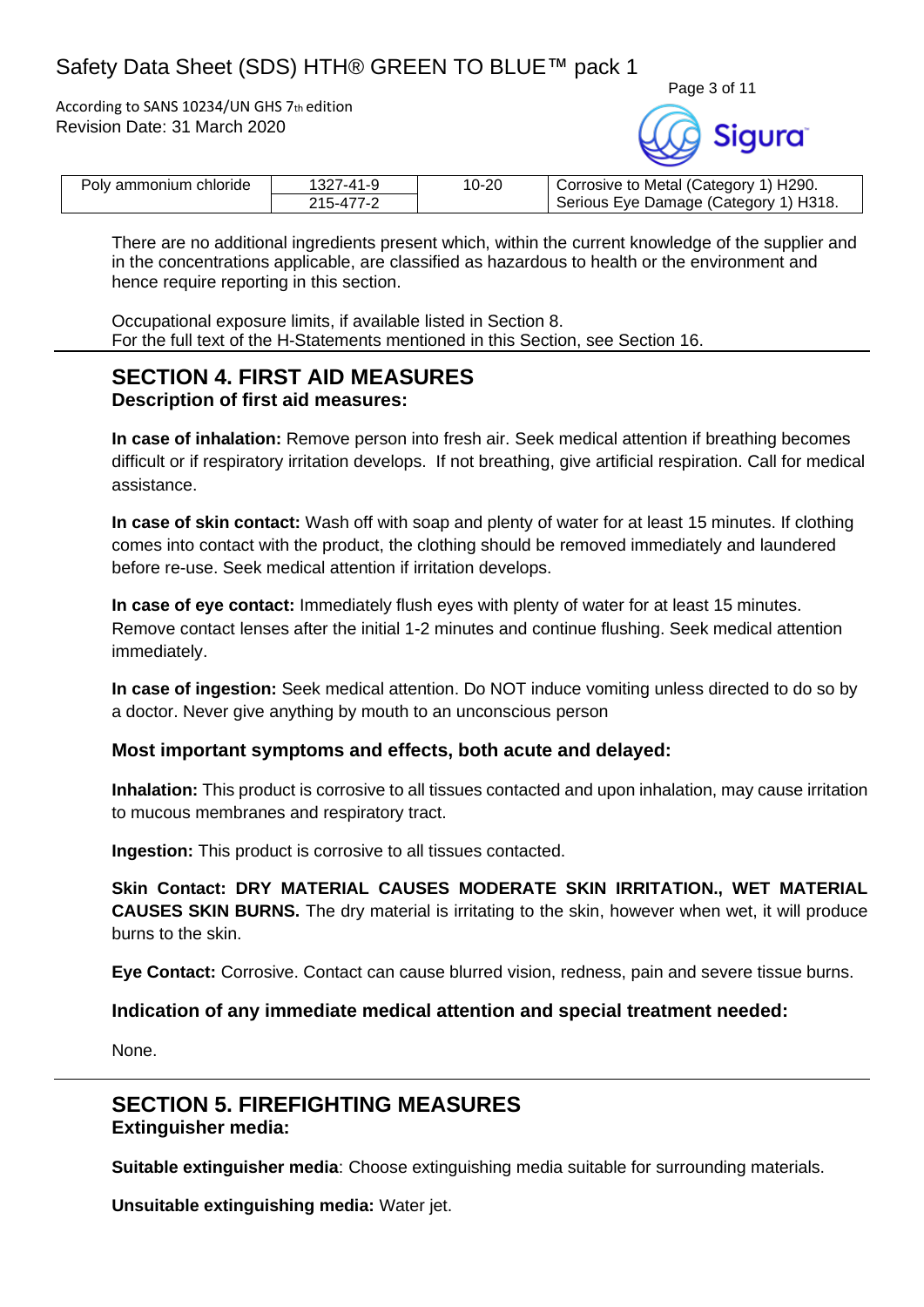| Poly ammonium chloride | 1327-41-9<br>215-477-2 | 10-20 | Corrosive to Metal (Category 1) H290.<br>Serious Eye Damage (Category 1) H318. |
|---|---|---|---|

There are no additional ingredients present which, within the current knowledge of the supplier and in the concentrations applicable, are classified as hazardous to health or the environment and hence require reporting in this section.

Occupational exposure limits, if available listed in Section 8.
For the full text of the H-Statements mentioned in this Section, see Section 16.

## SECTION 4. FIRST AID MEASURES

### Description of first aid measures:

**In case of inhalation:** Remove person into fresh air. Seek medical attention if breathing becomes difficult or if respiratory irritation develops. If not breathing, give artificial respiration. Call for medical assistance.

**In case of skin contact:** Wash off with soap and plenty of water for at least 15 minutes. If clothing comes into contact with the product, the clothing should be removed immediately and laundered before re-use. Seek medical attention if irritation develops.

**In case of eye contact:** Immediately flush eyes with plenty of water for at least 15 minutes. Remove contact lenses after the initial 1-2 minutes and continue flushing. Seek medical attention immediately.

**In case of ingestion:** Seek medical attention. Do NOT induce vomiting unless directed to do so by a doctor. Never give anything by mouth to an unconscious person

### Most important symptoms and effects, both acute and delayed:

**Inhalation:** This product is corrosive to all tissues contacted and upon inhalation, may cause irritation to mucous membranes and respiratory tract.

**Ingestion:** This product is corrosive to all tissues contacted.

**Skin Contact: DRY MATERIAL CAUSES MODERATE SKIN IRRITATION., WET MATERIAL CAUSES SKIN BURNS.** The dry material is irritating to the skin, however when wet, it will produce burns to the skin.

**Eye Contact:** Corrosive. Contact can cause blurred vision, redness, pain and severe tissue burns.

### Indication of any immediate medical attention and special treatment needed:

None.

## SECTION 5. FIREFIGHTING MEASURES

### Extinguisher media:

**Suitable extinguisher media**: Choose extinguishing media suitable for surrounding materials.

**Unsuitable extinguishing media:** Water jet.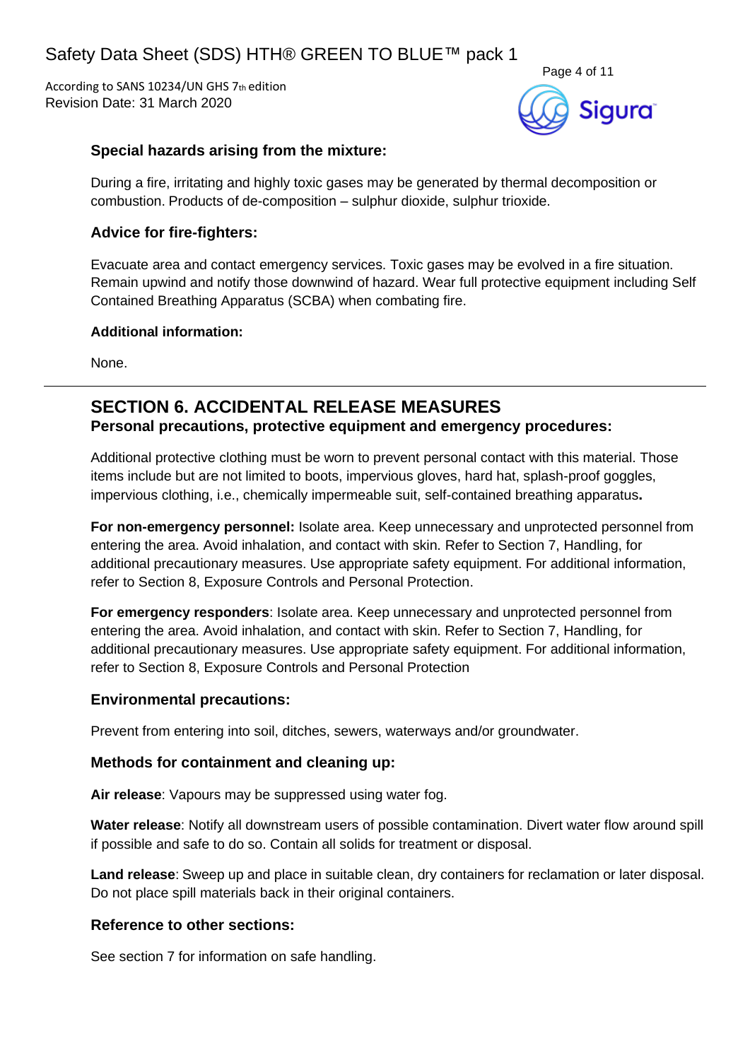### Special hazards arising from the mixture:

During a fire, irritating and highly toxic gases may be generated by thermal decomposition or combustion. Products of de-composition – sulphur dioxide, sulphur trioxide.

### Advice for fire-fighters:

Evacuate area and contact emergency services. Toxic gases may be evolved in a fire situation. Remain upwind and notify those downwind of hazard. Wear full protective equipment including Self Contained Breathing Apparatus (SCBA) when combating fire.

**Additional information:**

None.

---

## SECTION 6. ACCIDENTAL RELEASE MEASURES

### Personal precautions, protective equipment and emergency procedures:

Additional protective clothing must be worn to prevent personal contact with this material. Those items include but are not limited to boots, impervious gloves, hard hat, splash-proof goggles, impervious clothing, i.e., chemically impermeable suit, self-contained breathing apparatus**.**

**For non-emergency personnel:** Isolate area. Keep unnecessary and unprotected personnel from entering the area. Avoid inhalation, and contact with skin. Refer to Section 7, Handling, for additional precautionary measures. Use appropriate safety equipment. For additional information, refer to Section 8, Exposure Controls and Personal Protection.

**For emergency responders**: Isolate area. Keep unnecessary and unprotected personnel from entering the area. Avoid inhalation, and contact with skin. Refer to Section 7, Handling, for additional precautionary measures. Use appropriate safety equipment. For additional information, refer to Section 8, Exposure Controls and Personal Protection

### Environmental precautions:

Prevent from entering into soil, ditches, sewers, waterways and/or groundwater.

### Methods for containment and cleaning up:

**Air release**: Vapours may be suppressed using water fog.

**Water release**: Notify all downstream users of possible contamination. Divert water flow around spill if possible and safe to do so. Contain all solids for treatment or disposal.

**Land release**: Sweep up and place in suitable clean, dry containers for reclamation or later disposal. Do not place spill materials back in their original containers.

### Reference to other sections:

See section 7 for information on safe handling.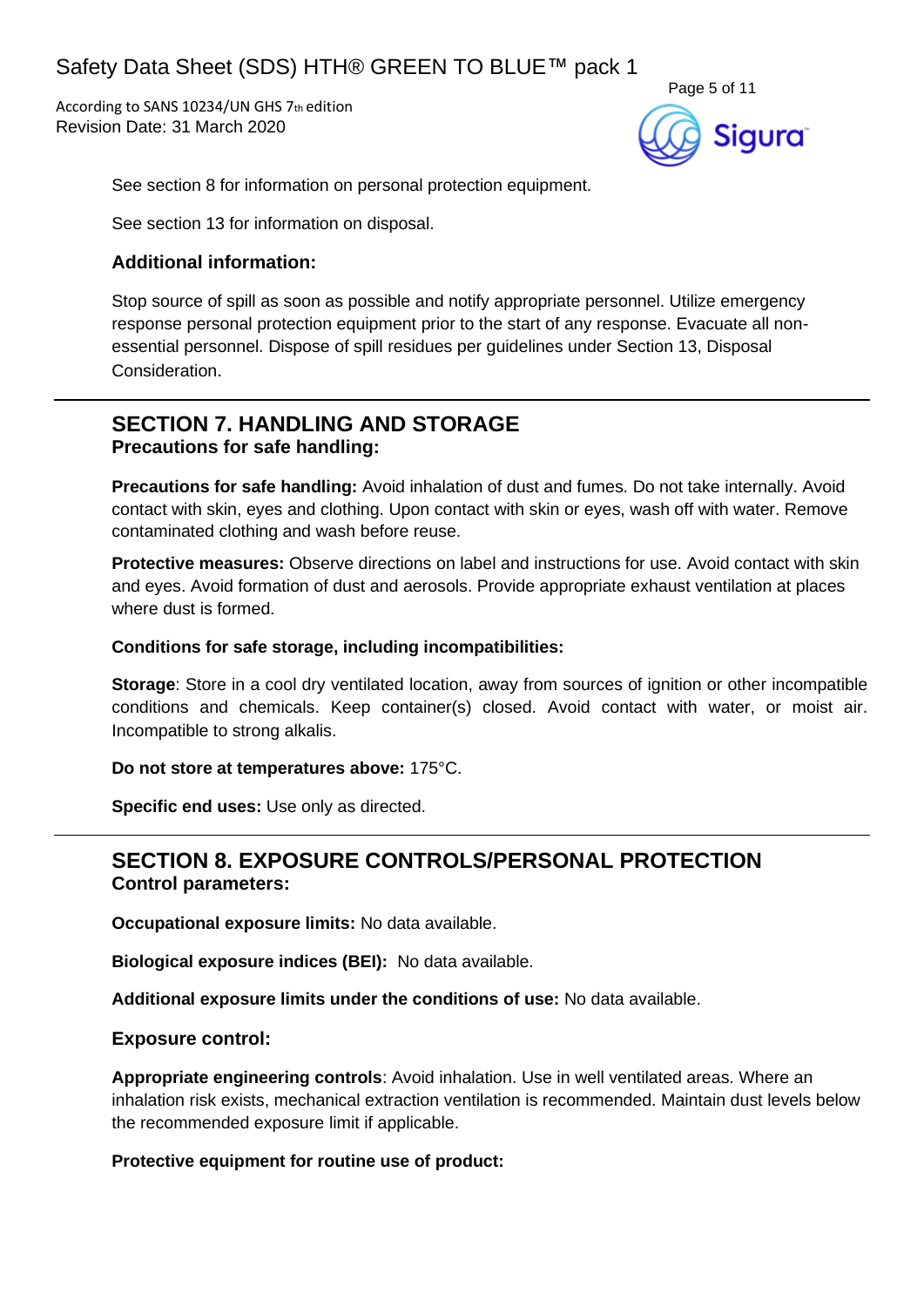See section 8 for information on personal protection equipment.

See section 13 for information on disposal.

### Additional information:

Stop source of spill as soon as possible and notify appropriate personnel. Utilize emergency response personal protection equipment prior to the start of any response. Evacuate all non-essential personnel. Dispose of spill residues per guidelines under Section 13, Disposal Consideration.

## SECTION 7. HANDLING AND STORAGE

### Precautions for safe handling:

**Precautions for safe handling:** Avoid inhalation of dust and fumes. Do not take internally. Avoid contact with skin, eyes and clothing. Upon contact with skin or eyes, wash off with water. Remove contaminated clothing and wash before reuse.

**Protective measures:** Observe directions on label and instructions for use. Avoid contact with skin and eyes. Avoid formation of dust and aerosols. Provide appropriate exhaust ventilation at places where dust is formed.

**Conditions for safe storage, including incompatibilities:**

**Storage**: Store in a cool dry ventilated location, away from sources of ignition or other incompatible conditions and chemicals. Keep container(s) closed. Avoid contact with water, or moist air. Incompatible to strong alkalis.

**Do not store at temperatures above:** 175°C.

**Specific end uses:** Use only as directed.

## SECTION 8. EXPOSURE CONTROLS/PERSONAL PROTECTION

### Control parameters:

**Occupational exposure limits:** No data available.

**Biological exposure indices (BEI):** No data available.

**Additional exposure limits under the conditions of use:** No data available.

### Exposure control:

**Appropriate engineering controls**: Avoid inhalation. Use in well ventilated areas. Where an inhalation risk exists, mechanical extraction ventilation is recommended. Maintain dust levels below the recommended exposure limit if applicable.

**Protective equipment for routine use of product:**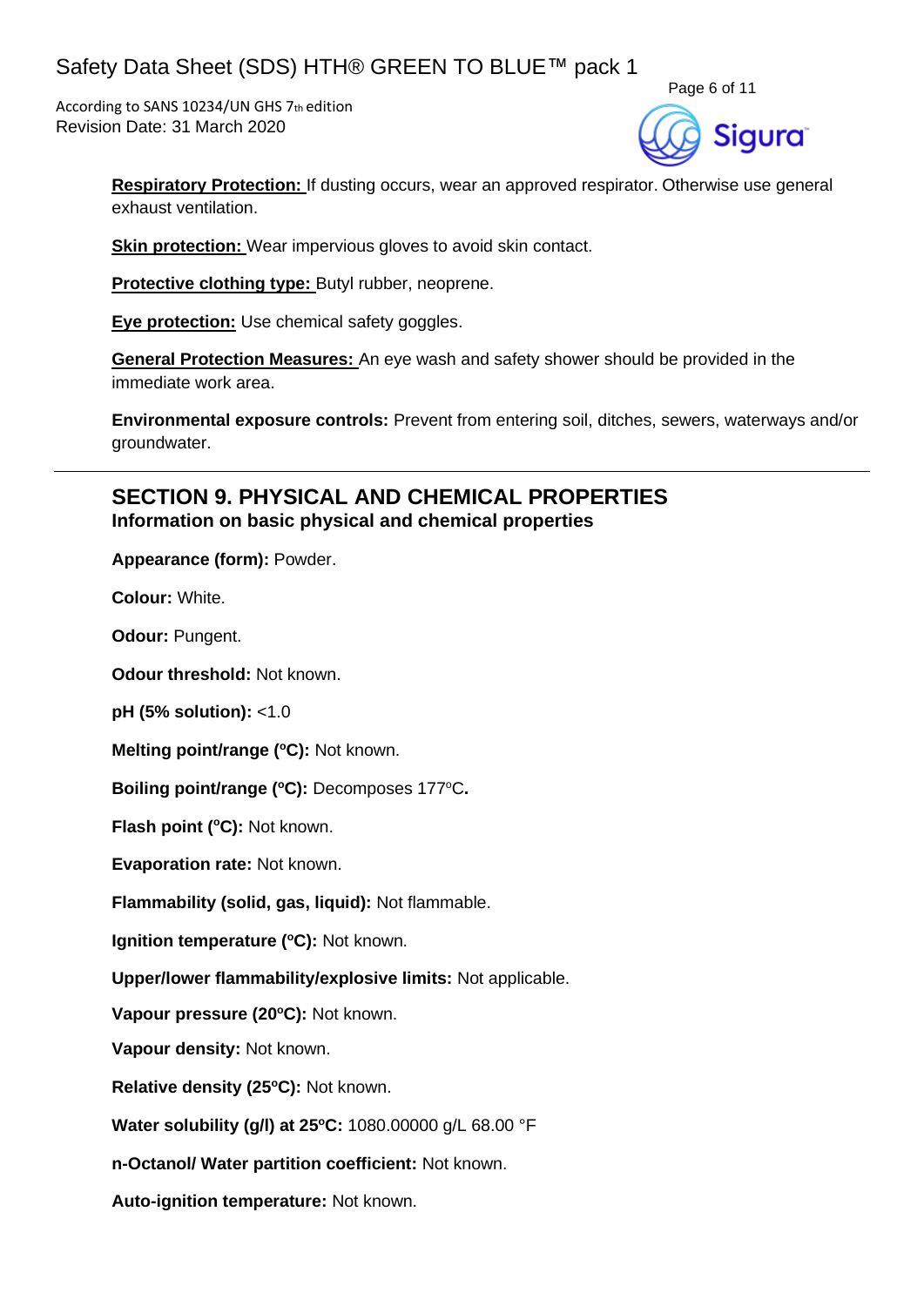**Respiratory Protection:** If dusting occurs, wear an approved respirator. Otherwise use general exhaust ventilation.

**Skin protection:** Wear impervious gloves to avoid skin contact.

**Protective clothing type:** Butyl rubber, neoprene.

**Eye protection:** Use chemical safety goggles.

**General Protection Measures:** An eye wash and safety shower should be provided in the immediate work area.

**Environmental exposure controls:** Prevent from entering soil, ditches, sewers, waterways and/or groundwater.

## SECTION 9. PHYSICAL AND CHEMICAL PROPERTIES

### Information on basic physical and chemical properties

**Appearance (form):** Powder.

**Colour:** White.

**Odour:** Pungent.

**Odour threshold:** Not known.

**pH (5% solution):** <1.0

**Melting point/range (ºC):** Not known.

**Boiling point/range (ºC):** Decomposes 177ºC**.**

**Flash point (ºC):** Not known.

**Evaporation rate:** Not known.

**Flammability (solid, gas, liquid):** Not flammable.

**Ignition temperature (ºC):** Not known.

**Upper/lower flammability/explosive limits:** Not applicable.

**Vapour pressure (20ºC):** Not known.

**Vapour density:** Not known.

**Relative density (25ºC):** Not known.

**Water solubility (g/l) at 25ºC:** 1080.00000 g/L 68.00 °F

**n-Octanol/ Water partition coefficient:** Not known.

**Auto-ignition temperature:** Not known.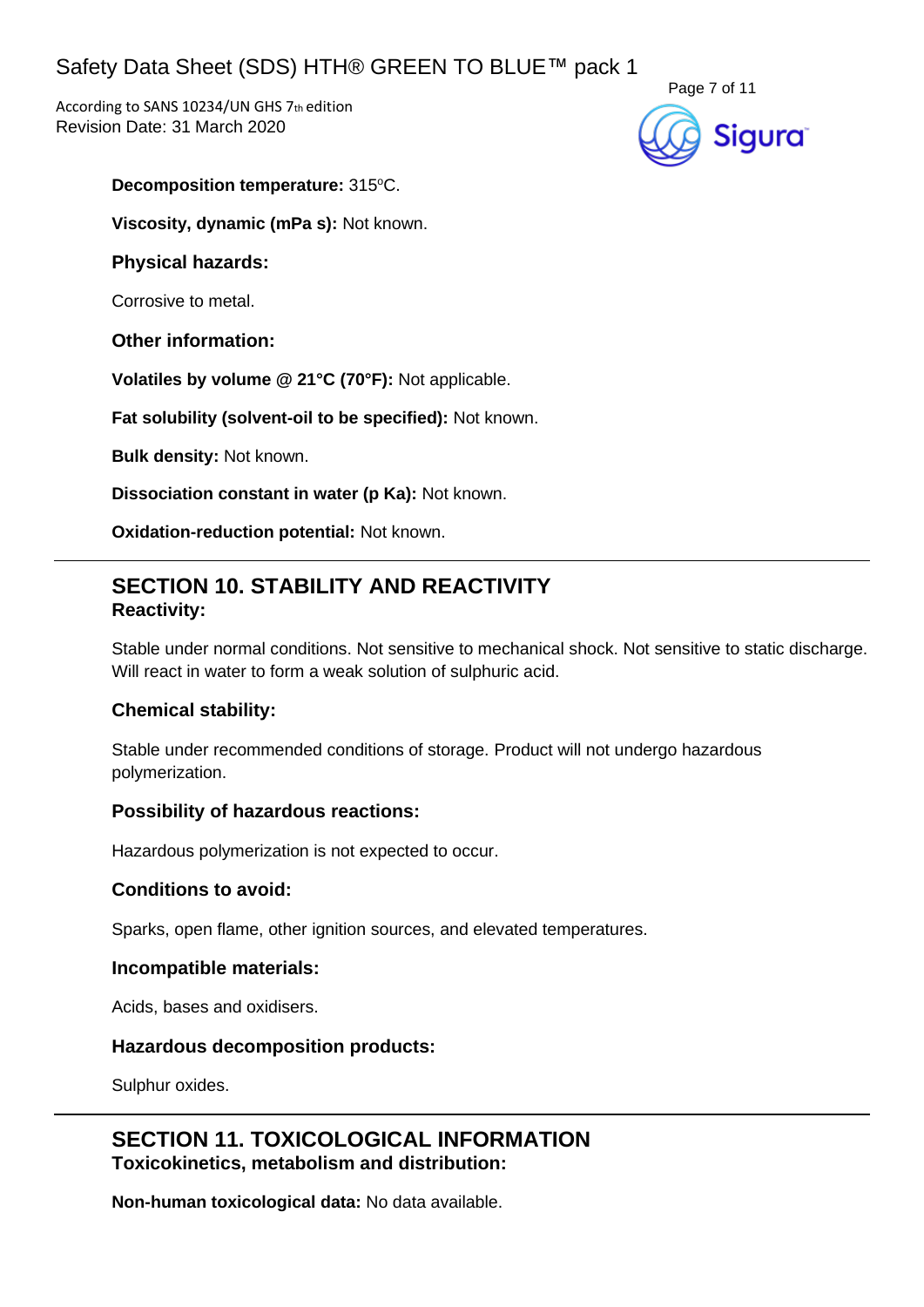**Decomposition temperature:** 315$^{o}$C.

**Viscosity, dynamic (mPa s):** Not known.

### Physical hazards:

Corrosive to metal.

### Other information:

**Volatiles by volume @ 21°C (70°F):** Not applicable.

**Fat solubility (solvent-oil to be specified):** Not known.

**Bulk density:** Not known.

**Dissociation constant in water (p Ka):** Not known.

**Oxidation-reduction potential:** Not known.

---

## SECTION 10. STABILITY AND REACTIVITY

### Reactivity:

Stable under normal conditions. Not sensitive to mechanical shock. Not sensitive to static discharge. Will react in water to form a weak solution of sulphuric acid.

### Chemical stability:

Stable under recommended conditions of storage. Product will not undergo hazardous polymerization.

### Possibility of hazardous reactions:

Hazardous polymerization is not expected to occur.

### Conditions to avoid:

Sparks, open flame, other ignition sources, and elevated temperatures.

### Incompatible materials:

Acids, bases and oxidisers.

### Hazardous decomposition products:

Sulphur oxides.

---

## SECTION 11. TOXICOLOGICAL INFORMATION

### Toxicokinetics, metabolism and distribution:

**Non-human toxicological data:** No data available.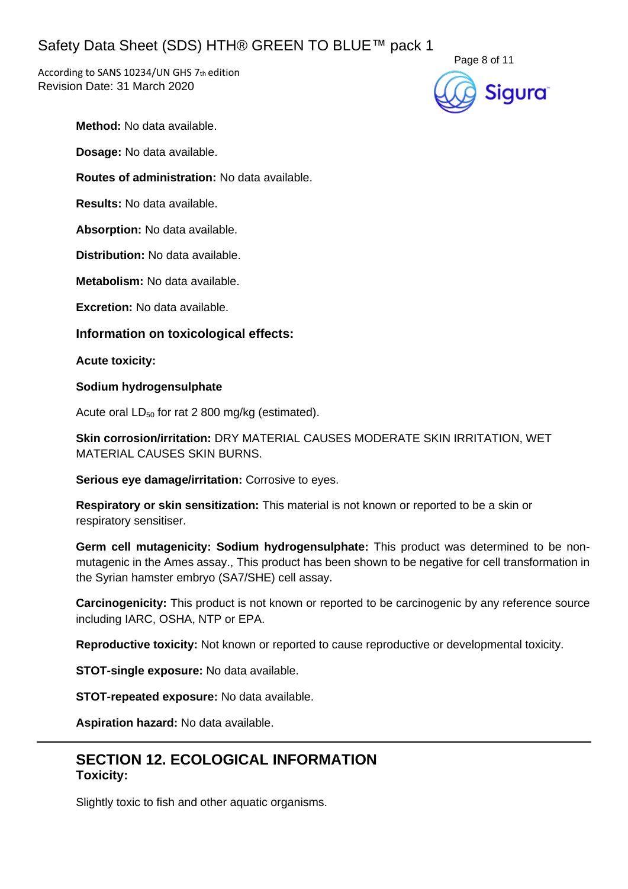**Method:** No data available.

**Dosage:** No data available.

**Routes of administration:** No data available.

**Results:** No data available.

**Absorption:** No data available.

**Distribution:** No data available.

**Metabolism:** No data available.

**Excretion:** No data available.

### Information on toxicological effects:

**Acute toxicity:**

**Sodium hydrogensulphate**

Acute oral $LD_{50}$ for rat 2 800 mg/kg (estimated).

**Skin corrosion/irritation:** DRY MATERIAL CAUSES MODERATE SKIN IRRITATION, WET MATERIAL CAUSES SKIN BURNS.

**Serious eye damage/irritation:** Corrosive to eyes.

**Respiratory or skin sensitization:** This material is not known or reported to be a skin or respiratory sensitiser.

**Germ cell mutagenicity: Sodium hydrogensulphate:** This product was determined to be non-mutagenic in the Ames assay., This product has been shown to be negative for cell transformation in the Syrian hamster embryo (SA7/SHE) cell assay.

**Carcinogenicity:** This product is not known or reported to be carcinogenic by any reference source including IARC, OSHA, NTP or EPA.

**Reproductive toxicity:** Not known or reported to cause reproductive or developmental toxicity.

**STOT-single exposure:** No data available.

**STOT-repeated exposure:** No data available.

**Aspiration hazard:** No data available.

---

## SECTION 12. ECOLOGICAL INFORMATION

**Toxicity:**

Slightly toxic to fish and other aquatic organisms.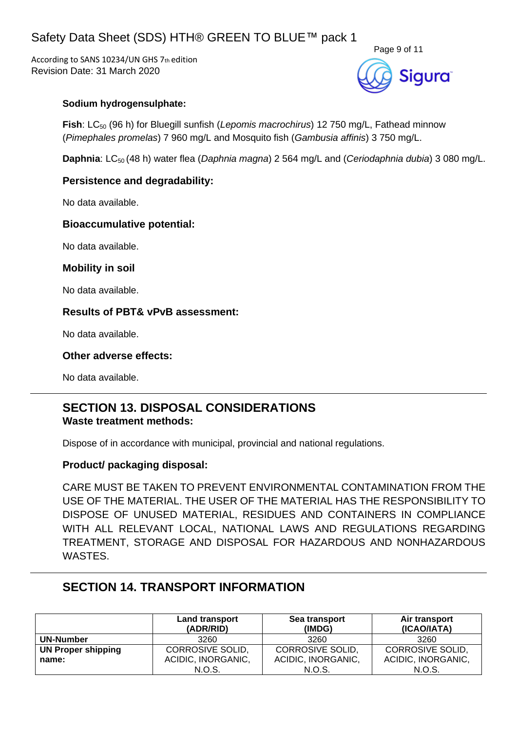**Sodium hydrogensulphate:**

**Fish**: $LC_{50}$ (96 h) for Bluegill sunfish (*Lepomis macrochirus*) 12 750 mg/L, Fathead minnow (*Pimephales promelas*) 7 960 mg/L and Mosquito fish (*Gambusia affinis*) 3 750 mg/L.

**Daphnia**: $LC_{50}$ (48 h) water flea (*Daphnia magna*) 2 564 mg/L and (*Ceriodaphnia dubia*) 3 080 mg/L.

### Persistence and degradability:

No data available.

### Bioaccumulative potential:

No data available.

### Mobility in soil

No data available.

### Results of PBT& vPvB assessment:

No data available.

### Other adverse effects:

No data available.

## SECTION 13. DISPOSAL CONSIDERATIONS

### Waste treatment methods:

Dispose of in accordance with municipal, provincial and national regulations.

### Product/ packaging disposal:

CARE MUST BE TAKEN TO PREVENT ENVIRONMENTAL CONTAMINATION FROM THE USE OF THE MATERIAL. THE USER OF THE MATERIAL HAS THE RESPONSIBILITY TO DISPOSE OF UNUSED MATERIAL, RESIDUES AND CONTAINERS IN COMPLIANCE WITH ALL RELEVANT LOCAL, NATIONAL LAWS AND REGULATIONS REGARDING TREATMENT, STORAGE AND DISPOSAL FOR HAZARDOUS AND NONHAZARDOUS WASTES.

## SECTION 14. TRANSPORT INFORMATION

| | Land transport (ADR/RID) | Sea transport (IMDG) | Air transport (ICAO/IATA) |
|---|---|---|---|
| **UN-Number** | 3260 | 3260 | 3260 |
| **UN Proper shipping name:** | CORROSIVE SOLID, ACIDIC, INORGANIC, N.O.S. | CORROSIVE SOLID, ACIDIC, INORGANIC, N.O.S. | CORROSIVE SOLID, ACIDIC, INORGANIC, N.O.S. |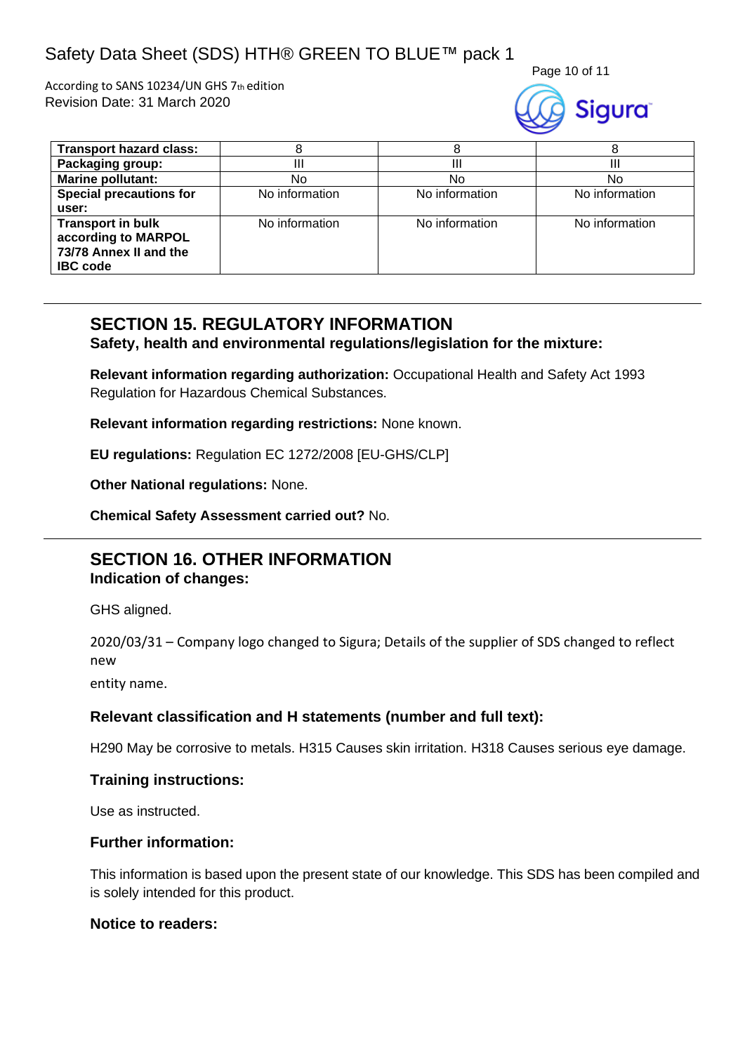| Transport hazard class: | 8 | 8 | 8 |
|---|---|---|---|
| Packaging group: | III | III | III |
| Marine pollutant: | No | No | No |
| Special precautions for user: | No information | No information | No information |
| Transport in bulk according to MARPOL 73/78 Annex II and the IBC code | No information | No information | No information |

## SECTION 15. REGULATORY INFORMATION

**Safety, health and environmental regulations/legislation for the mixture:**

**Relevant information regarding authorization:** Occupational Health and Safety Act 1993 Regulation for Hazardous Chemical Substances.

**Relevant information regarding restrictions:** None known.

**EU regulations:** Regulation EC 1272/2008 [EU-GHS/CLP]

**Other National regulations:** None.

**Chemical Safety Assessment carried out?** No.

## SECTION 16. OTHER INFORMATION

**Indication of changes:**

GHS aligned.

2020/03/31 – Company logo changed to Sigura; Details of the supplier of SDS changed to reflect new entity name.

### Relevant classification and H statements (number and full text):

H290 May be corrosive to metals. H315 Causes skin irritation. H318 Causes serious eye damage.

### Training instructions:

Use as instructed.

### Further information:

This information is based upon the present state of our knowledge. This SDS has been compiled and is solely intended for this product.

### Notice to readers: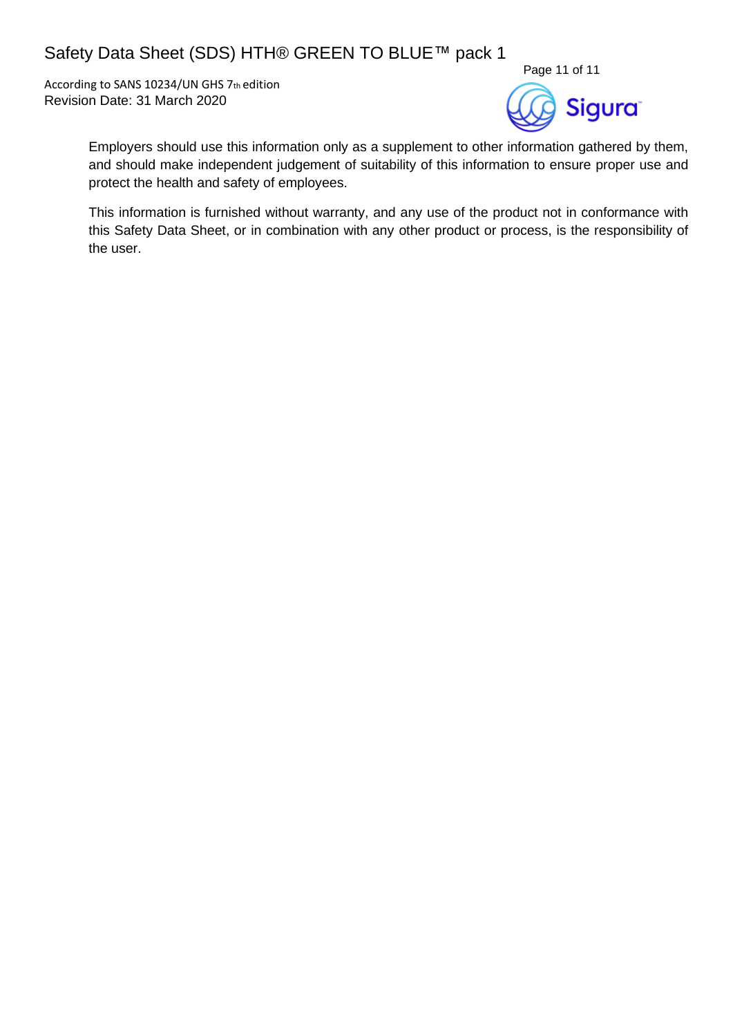Employers should use this information only as a supplement to other information gathered by them, and should make independent judgement of suitability of this information to ensure proper use and protect the health and safety of employees.

This information is furnished without warranty, and any use of the product not in conformance with this Safety Data Sheet, or in combination with any other product or process, is the responsibility of the user.